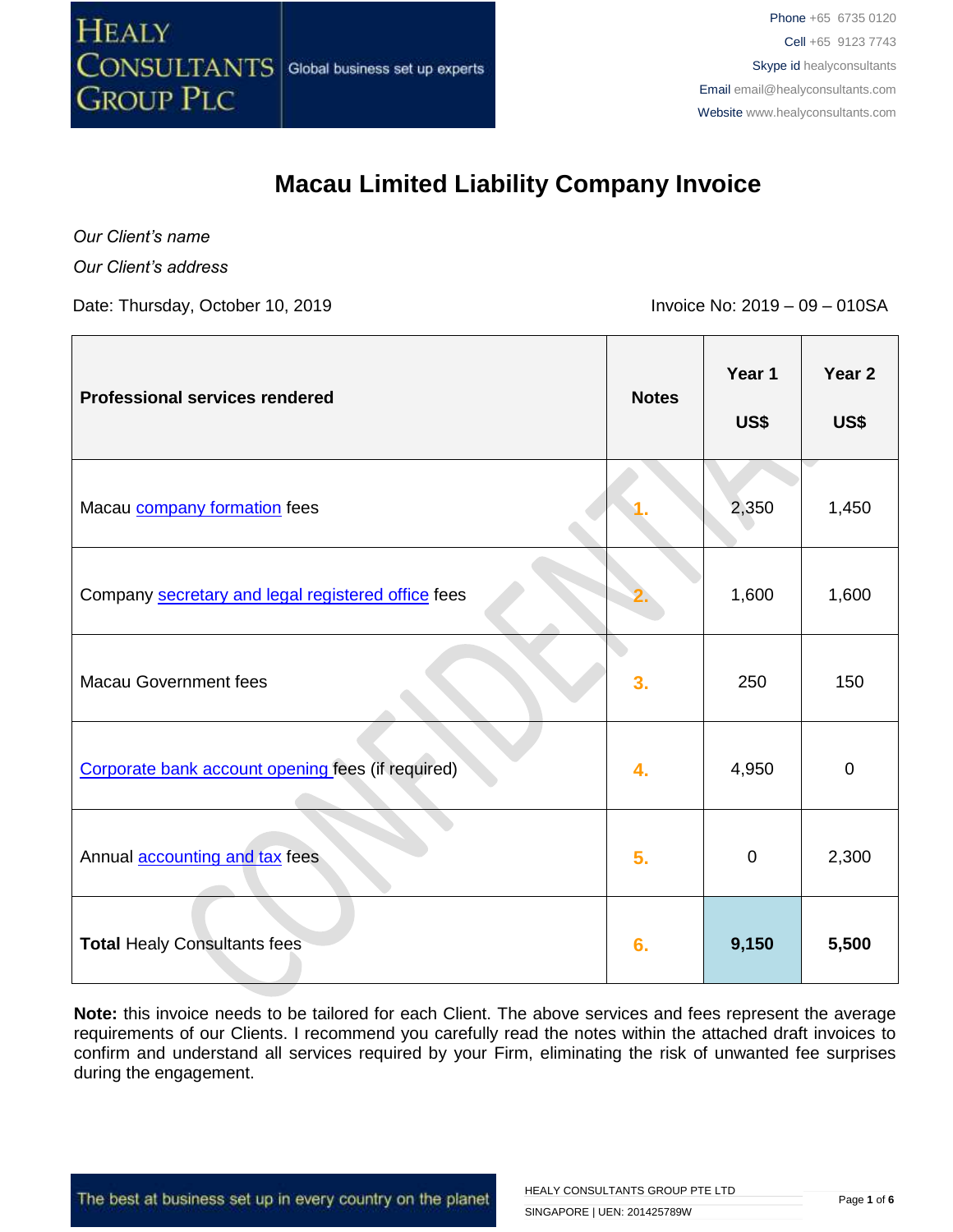HEALY CONSULTANTS GROUP PLC — Global business set up experts

Phone +65 6735 0120
Cell +65 9123 7743
Skype id healyconsultants
Email email@healyconsultants.com
Website www.healyconsultants.com

# Macau Limited Liability Company Invoice

*Our Client's name*

*Our Client's address*

Date: Thursday, October 10, 2019

Invoice No: 2019 – 09 – 010SA

| Professional services rendered | Notes | Year 1 US$ | Year 2 US$ |
|---|---|---|---|
| Macau company formation fees | 1. | 2,350 | 1,450 |
| Company secretary and legal registered office fees | 2. | 1,600 | 1,600 |
| Macau Government fees | 3. | 250 | 150 |
| Corporate bank account opening fees (if required) | 4. | 4,950 | 0 |
| Annual accounting and tax fees | 5. | 0 | 2,300 |
| **Total** Healy Consultants fees | 6. | **9,150** | **5,500** |

**Note:** this invoice needs to be tailored for each Client. The above services and fees represent the average requirements of our Clients. I recommend you carefully read the notes within the attached draft invoices to confirm and understand all services required by your Firm, eliminating the risk of unwanted fee surprises during the engagement.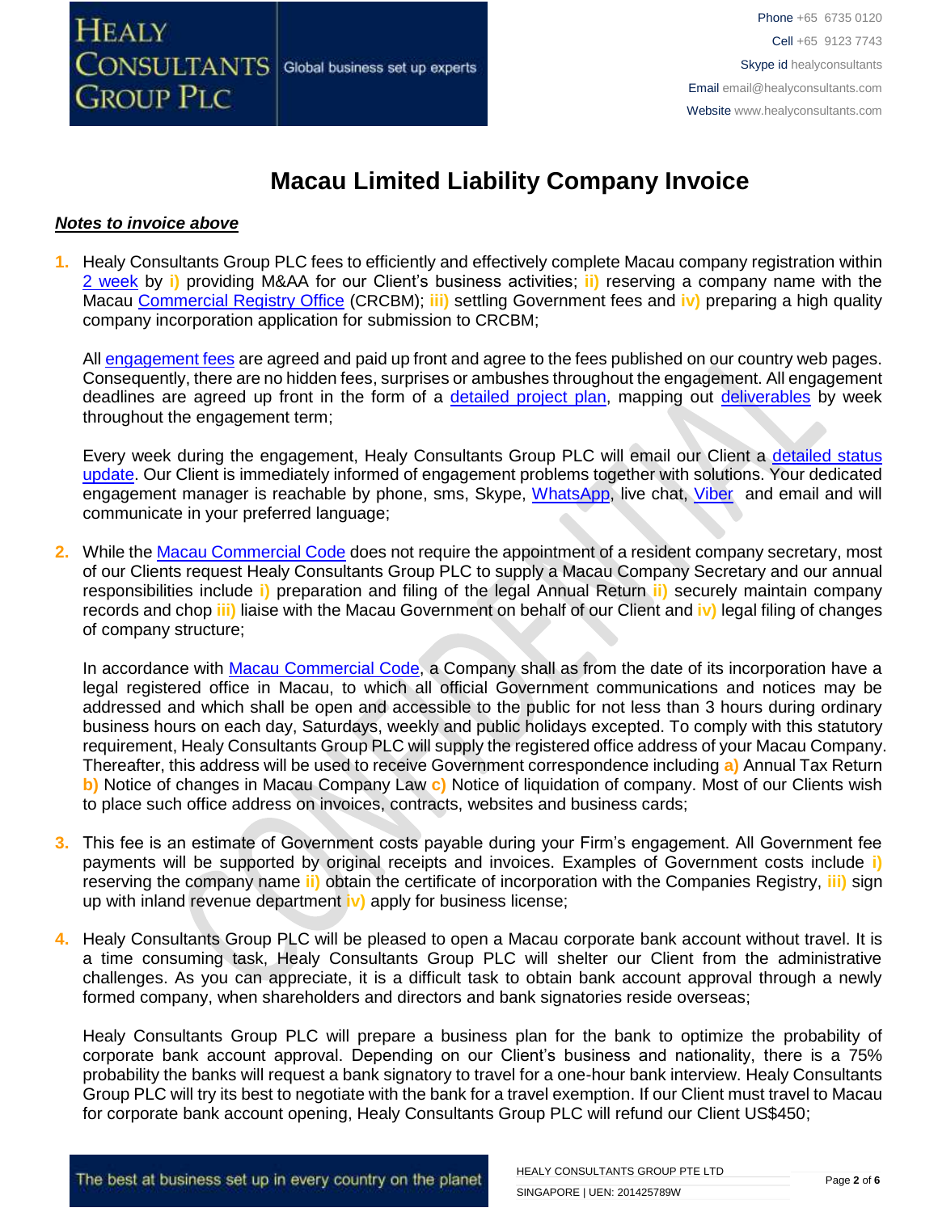# Macau Limited Liability Company Invoice

***Notes to invoice above***

1. Healy Consultants Group PLC fees to efficiently and effectively complete Macau company registration within 2 week by **i)** providing M&AA for our Client's business activities; **ii)** reserving a company name with the Macau Commercial Registry Office (CRCBM); **iii)** settling Government fees and **iv)** preparing a high quality company incorporation application for submission to CRCBM;

   All engagement fees are agreed and paid up front and agree to the fees published on our country web pages. Consequently, there are no hidden fees, surprises or ambushes throughout the engagement. All engagement deadlines are agreed up front in the form of a detailed project plan, mapping out deliverables by week throughout the engagement term;

   Every week during the engagement, Healy Consultants Group PLC will email our Client a detailed status update. Our Client is immediately informed of engagement problems together with solutions. Your dedicated engagement manager is reachable by phone, sms, Skype, WhatsApp, live chat, Viber and email and will communicate in your preferred language;

2. While the Macau Commercial Code does not require the appointment of a resident company secretary, most of our Clients request Healy Consultants Group PLC to supply a Macau Company Secretary and our annual responsibilities include **i)** preparation and filing of the legal Annual Return **ii)** securely maintain company records and chop **iii)** liaise with the Macau Government on behalf of our Client and **iv)** legal filing of changes of company structure;

   In accordance with Macau Commercial Code, a Company shall as from the date of its incorporation have a legal registered office in Macau, to which all official Government communications and notices may be addressed and which shall be open and accessible to the public for not less than 3 hours during ordinary business hours on each day, Saturdays, weekly and public holidays excepted. To comply with this statutory requirement, Healy Consultants Group PLC will supply the registered office address of your Macau Company. Thereafter, this address will be used to receive Government correspondence including **a)** Annual Tax Return **b)** Notice of changes in Macau Company Law **c)** Notice of liquidation of company. Most of our Clients wish to place such office address on invoices, contracts, websites and business cards;

3. This fee is an estimate of Government costs payable during your Firm's engagement. All Government fee payments will be supported by original receipts and invoices. Examples of Government costs include **i)** reserving the company name **ii)** obtain the certificate of incorporation with the Companies Registry, **iii)** sign up with inland revenue department **iv)** apply for business license;

4. Healy Consultants Group PLC will be pleased to open a Macau corporate bank account without travel. It is a time consuming task, Healy Consultants Group PLC will shelter our Client from the administrative challenges. As you can appreciate, it is a difficult task to obtain bank account approval through a newly formed company, when shareholders and directors and bank signatories reside overseas;

   Healy Consultants Group PLC will prepare a business plan for the bank to optimize the probability of corporate bank account approval. Depending on our Client's business and nationality, there is a 75% probability the banks will request a bank signatory to travel for a one-hour bank interview. Healy Consultants Group PLC will try its best to negotiate with the bank for a travel exemption. If our Client must travel to Macau for corporate bank account opening, Healy Consultants Group PLC will refund our Client US$450;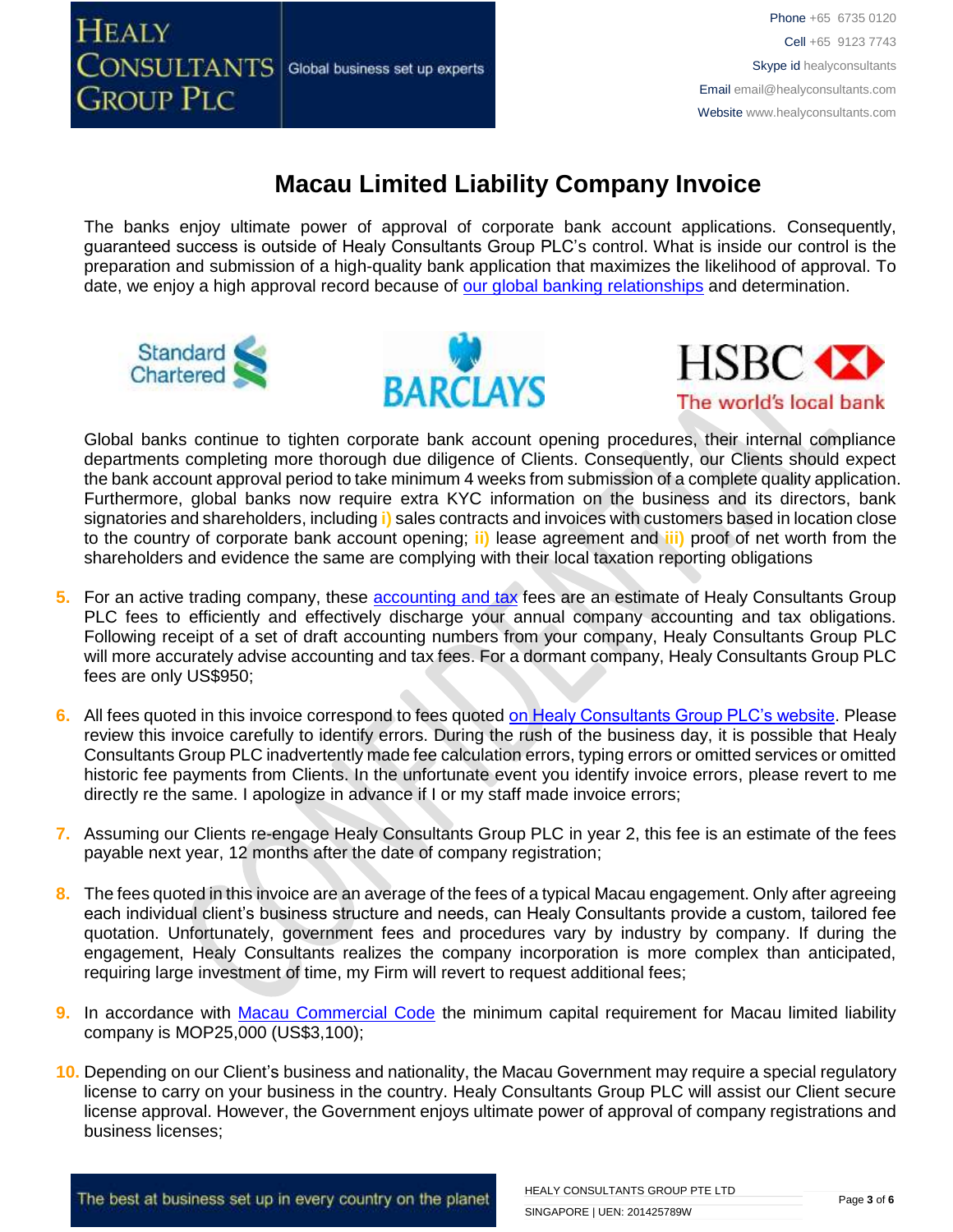# Macau Limited Liability Company Invoice

The banks enjoy ultimate power of approval of corporate bank account applications. Consequently, guaranteed success is outside of Healy Consultants Group PLC's control. What is inside our control is the preparation and submission of a high-quality bank application that maximizes the likelihood of approval. To date, we enjoy a high approval record because of [our global banking relationships](#) and determination.

Global banks continue to tighten corporate bank account opening procedures, their internal compliance departments completing more thorough due diligence of Clients. Consequently, our Clients should expect the bank account approval period to take minimum 4 weeks from submission of a complete quality application. Furthermore, global banks now require extra KYC information on the business and its directors, bank signatories and shareholders, including **i)** sales contracts and invoices with customers based in location close to the country of corporate bank account opening; **ii)** lease agreement and **iii)** proof of net worth from the shareholders and evidence the same are complying with their local taxation reporting obligations

5. For an active trading company, these [accounting and tax](#) fees are an estimate of Healy Consultants Group PLC fees to efficiently and effectively discharge your annual company accounting and tax obligations. Following receipt of a set of draft accounting numbers from your company, Healy Consultants Group PLC will more accurately advise accounting and tax fees. For a dormant company, Healy Consultants Group PLC fees are only US$950;

6. All fees quoted in this invoice correspond to fees quoted [on Healy Consultants Group PLC's website](#). Please review this invoice carefully to identify errors. During the rush of the business day, it is possible that Healy Consultants Group PLC inadvertently made fee calculation errors, typing errors or omitted services or omitted historic fee payments from Clients. In the unfortunate event you identify invoice errors, please revert to me directly re the same. I apologize in advance if I or my staff made invoice errors;

7. Assuming our Clients re-engage Healy Consultants Group PLC in year 2, this fee is an estimate of the fees payable next year, 12 months after the date of company registration;

8. The fees quoted in this invoice are an average of the fees of a typical Macau engagement. Only after agreeing each individual client's business structure and needs, can Healy Consultants provide a custom, tailored fee quotation. Unfortunately, government fees and procedures vary by industry by company. If during the engagement, Healy Consultants realizes the company incorporation is more complex than anticipated, requiring large investment of time, my Firm will revert to request additional fees;

9. In accordance with [Macau Commercial Code](#) the minimum capital requirement for Macau limited liability company is MOP25,000 (US$3,100);

10. Depending on our Client's business and nationality, the Macau Government may require a special regulatory license to carry on your business in the country. Healy Consultants Group PLC will assist our Client secure license approval. However, the Government enjoys ultimate power of approval of company registrations and business licenses;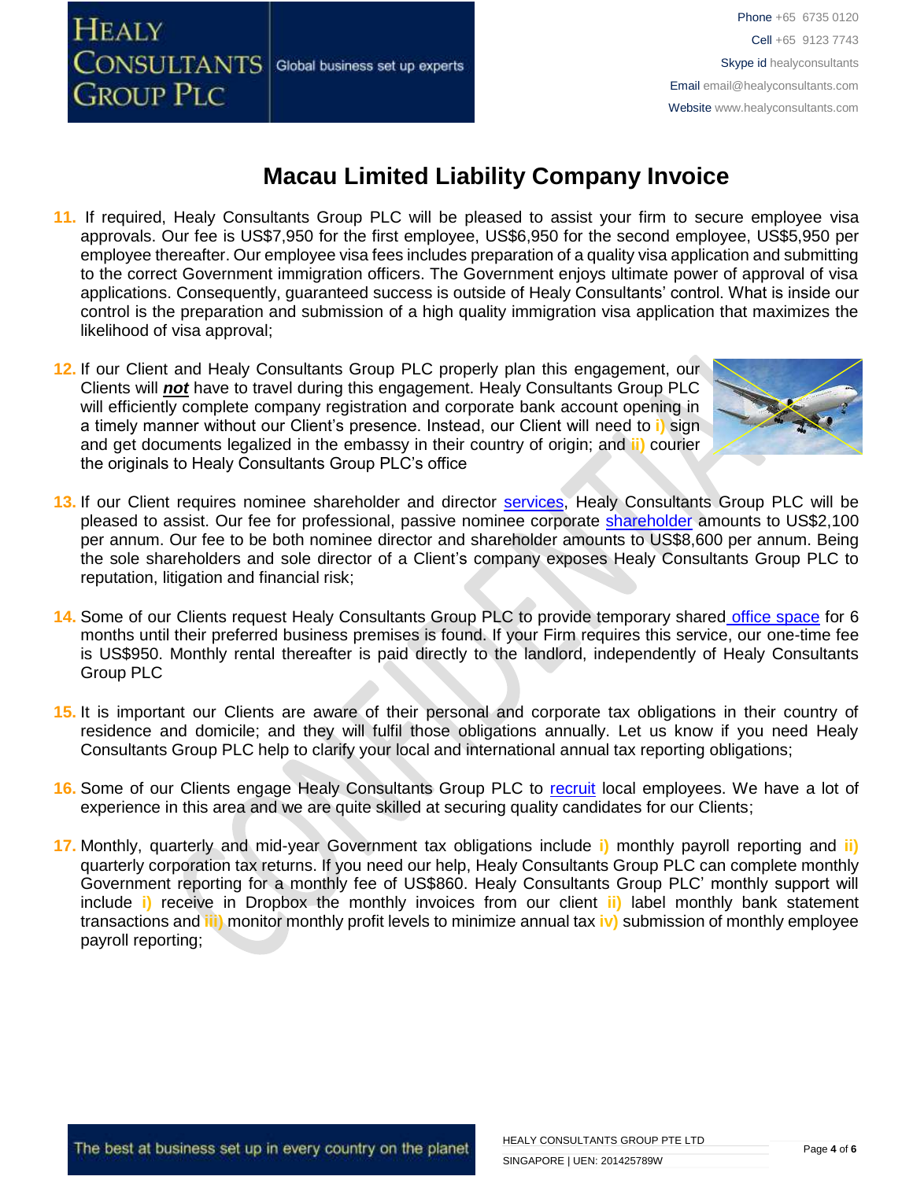# Macau Limited Liability Company Invoice

11. If required, Healy Consultants Group PLC will be pleased to assist your firm to secure employee visa approvals. Our fee is US$7,950 for the first employee, US$6,950 for the second employee, US$5,950 per employee thereafter. Our employee visa fees includes preparation of a quality visa application and submitting to the correct Government immigration officers. The Government enjoys ultimate power of approval of visa applications. Consequently, guaranteed success is outside of Healy Consultants' control. What is inside our control is the preparation and submission of a high quality immigration visa application that maximizes the likelihood of visa approval;

12. If our Client and Healy Consultants Group PLC properly plan this engagement, our Clients will ***not*** have to travel during this engagement. Healy Consultants Group PLC will efficiently complete company registration and corporate bank account opening in a timely manner without our Client's presence. Instead, our Client will need to **i)** sign and get documents legalized in the embassy in their country of origin; and **ii)** courier the originals to Healy Consultants Group PLC's office

13. If our Client requires nominee shareholder and director services, Healy Consultants Group PLC will be pleased to assist. Our fee for professional, passive nominee corporate shareholder amounts to US$2,100 per annum. Our fee to be both nominee director and shareholder amounts to US$8,600 per annum. Being the sole shareholders and sole director of a Client's company exposes Healy Consultants Group PLC to reputation, litigation and financial risk;

14. Some of our Clients request Healy Consultants Group PLC to provide temporary shared office space for 6 months until their preferred business premises is found. If your Firm requires this service, our one-time fee is US$950. Monthly rental thereafter is paid directly to the landlord, independently of Healy Consultants Group PLC

15. It is important our Clients are aware of their personal and corporate tax obligations in their country of residence and domicile; and they will fulfil those obligations annually. Let us know if you need Healy Consultants Group PLC help to clarify your local and international annual tax reporting obligations;

16. Some of our Clients engage Healy Consultants Group PLC to recruit local employees. We have a lot of experience in this area and we are quite skilled at securing quality candidates for our Clients;

17. Monthly, quarterly and mid-year Government tax obligations include **i)** monthly payroll reporting and **ii)** quarterly corporation tax returns. If you need our help, Healy Consultants Group PLC can complete monthly Government reporting for a monthly fee of US$860. Healy Consultants Group PLC' monthly support will include **i)** receive in Dropbox the monthly invoices from our client **ii)** label monthly bank statement transactions and **iii)** monitor monthly profit levels to minimize annual tax **iv)** submission of monthly employee payroll reporting;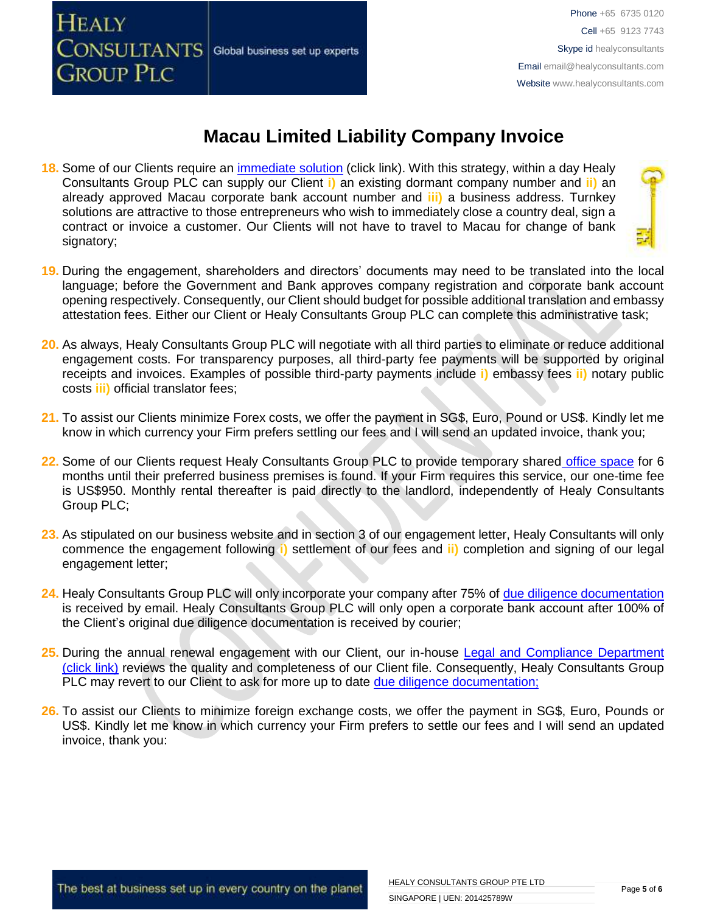# Macau Limited Liability Company Invoice

18. Some of our Clients require an immediate solution (click link). With this strategy, within a day Healy Consultants Group PLC can supply our Client i) an existing dormant company number and ii) an already approved Macau corporate bank account number and iii) a business address. Turnkey solutions are attractive to those entrepreneurs who wish to immediately close a country deal, sign a contract or invoice a customer. Our Clients will not have to travel to Macau for change of bank signatory;

19. During the engagement, shareholders and directors' documents may need to be translated into the local language; before the Government and Bank approves company registration and corporate bank account opening respectively. Consequently, our Client should budget for possible additional translation and embassy attestation fees. Either our Client or Healy Consultants Group PLC can complete this administrative task;

20. As always, Healy Consultants Group PLC will negotiate with all third parties to eliminate or reduce additional engagement costs. For transparency purposes, all third-party fee payments will be supported by original receipts and invoices. Examples of possible third-party payments include i) embassy fees ii) notary public costs iii) official translator fees;

21. To assist our Clients minimize Forex costs, we offer the payment in SG$, Euro, Pound or US$. Kindly let me know in which currency your Firm prefers settling our fees and I will send an updated invoice, thank you;

22. Some of our Clients request Healy Consultants Group PLC to provide temporary shared office space for 6 months until their preferred business premises is found. If your Firm requires this service, our one-time fee is US$950. Monthly rental thereafter is paid directly to the landlord, independently of Healy Consultants Group PLC;

23. As stipulated on our business website and in section 3 of our engagement letter, Healy Consultants will only commence the engagement following i) settlement of our fees and ii) completion and signing of our legal engagement letter;

24. Healy Consultants Group PLC will only incorporate your company after 75% of due diligence documentation is received by email. Healy Consultants Group PLC will only open a corporate bank account after 100% of the Client's original due diligence documentation is received by courier;

25. During the annual renewal engagement with our Client, our in-house Legal and Compliance Department (click link) reviews the quality and completeness of our Client file. Consequently, Healy Consultants Group PLC may revert to our Client to ask for more up to date due diligence documentation;

26. To assist our Clients to minimize foreign exchange costs, we offer the payment in SG$, Euro, Pounds or US$. Kindly let me know in which currency your Firm prefers to settle our fees and I will send an updated invoice, thank you: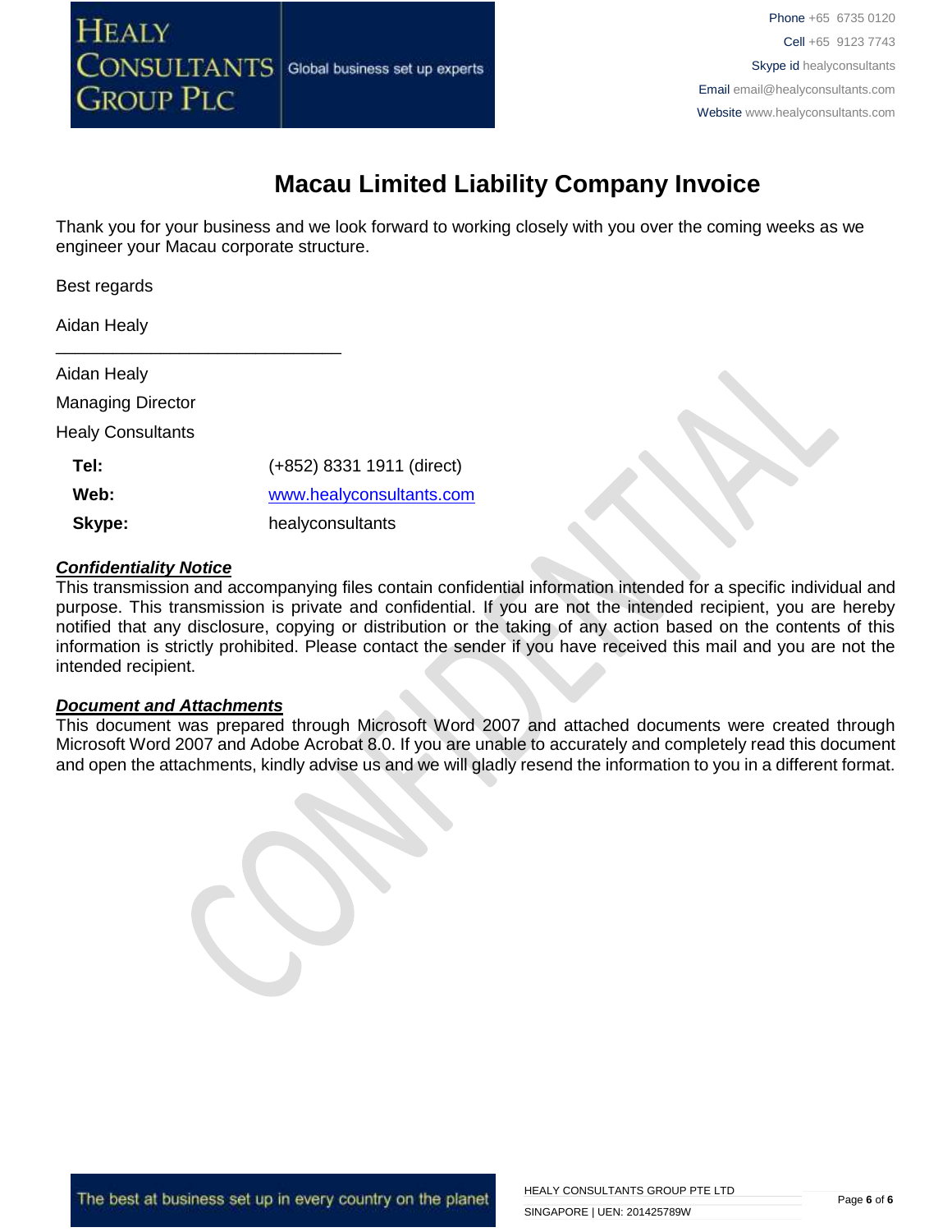# Macau Limited Liability Company Invoice

Thank you for your business and we look forward to working closely with you over the coming weeks as we engineer your Macau corporate structure.

Best regards

Aidan Healy

_______________________________

Aidan Healy

Managing Director

Healy Consultants

| | |
|---|---|
| **Tel:** | (+852) 8331 1911 (direct) |
| **Web:** | www.healyconsultants.com |
| **Skype:** | healyconsultants |

***Confidentiality Notice***

This transmission and accompanying files contain confidential information intended for a specific individual and purpose. This transmission is private and confidential. If you are not the intended recipient, you are hereby notified that any disclosure, copying or distribution or the taking of any action based on the contents of this information is strictly prohibited. Please contact the sender if you have received this mail and you are not the intended recipient.

***Document and Attachments***

This document was prepared through Microsoft Word 2007 and attached documents were created through Microsoft Word 2007 and Adobe Acrobat 8.0. If you are unable to accurately and completely read this document and open the attachments, kindly advise us and we will gladly resend the information to you in a different format.